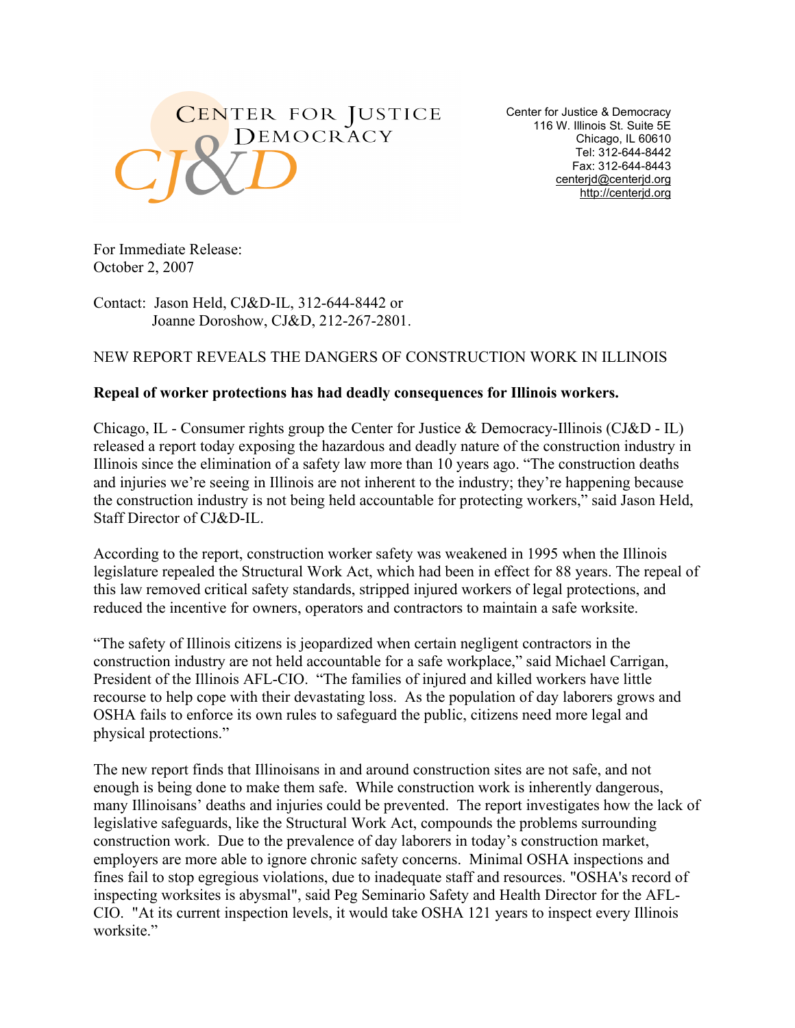CENTER FOR JUSTICE & DEMOCRACY

CJ&D

Center for Justice & Democracy
116 W. Illinois St. Suite 5E
Chicago, IL 60610
Tel: 312-644-8442
Fax: 312-644-8443
centerjd@centerjd.org
http://centerjd.org

For Immediate Release:
October 2, 2007

Contact: Jason Held, CJ&D-IL, 312-644-8442 or
Joanne Doroshow, CJ&D, 212-267-2801.

NEW REPORT REVEALS THE DANGERS OF CONSTRUCTION WORK IN ILLINOIS

**Repeal of worker protections has had deadly consequences for Illinois workers.**

Chicago, IL - Consumer rights group the Center for Justice & Democracy-Illinois (CJ&D - IL) released a report today exposing the hazardous and deadly nature of the construction industry in Illinois since the elimination of a safety law more than 10 years ago. "The construction deaths and injuries we're seeing in Illinois are not inherent to the industry; they're happening because the construction industry is not being held accountable for protecting workers," said Jason Held, Staff Director of CJ&D-IL.

According to the report, construction worker safety was weakened in 1995 when the Illinois legislature repealed the Structural Work Act, which had been in effect for 88 years. The repeal of this law removed critical safety standards, stripped injured workers of legal protections, and reduced the incentive for owners, operators and contractors to maintain a safe worksite.

"The safety of Illinois citizens is jeopardized when certain negligent contractors in the construction industry are not held accountable for a safe workplace," said Michael Carrigan, President of the Illinois AFL-CIO. "The families of injured and killed workers have little recourse to help cope with their devastating loss. As the population of day laborers grows and OSHA fails to enforce its own rules to safeguard the public, citizens need more legal and physical protections."

The new report finds that Illinoisans in and around construction sites are not safe, and not enough is being done to make them safe. While construction work is inherently dangerous, many Illinoisans' deaths and injuries could be prevented. The report investigates how the lack of legislative safeguards, like the Structural Work Act, compounds the problems surrounding construction work. Due to the prevalence of day laborers in today's construction market, employers are more able to ignore chronic safety concerns. Minimal OSHA inspections and fines fail to stop egregious violations, due to inadequate staff and resources. "OSHA's record of inspecting worksites is abysmal", said Peg Seminario Safety and Health Director for the AFL-CIO. "At its current inspection levels, it would take OSHA 121 years to inspect every Illinois worksite."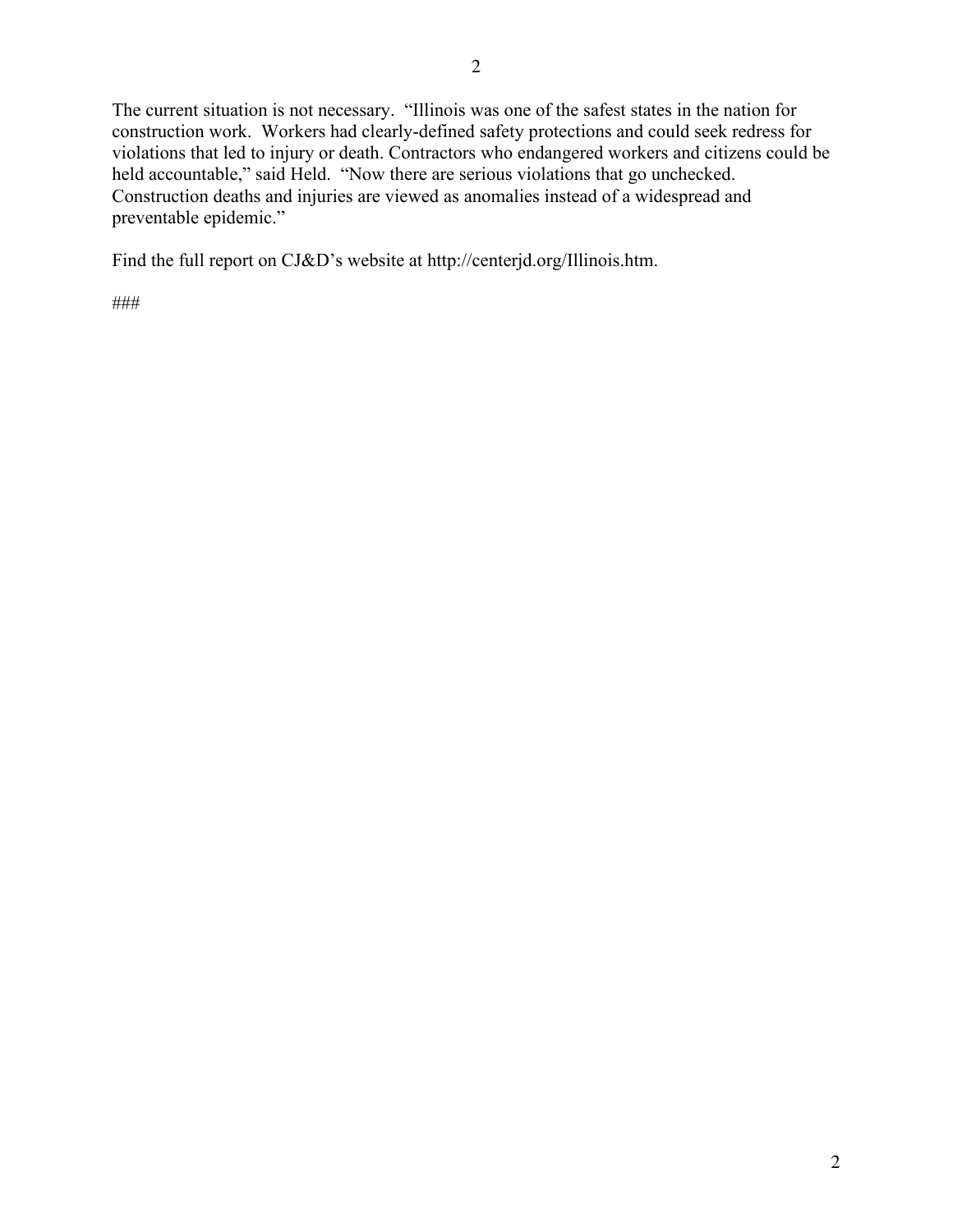The current situation is not necessary. "Illinois was one of the safest states in the nation for construction work. Workers had clearly-defined safety protections and could seek redress for violations that led to injury or death. Contractors who endangered workers and citizens could be held accountable," said Held. "Now there are serious violations that go unchecked. Construction deaths and injuries are viewed as anomalies instead of a widespread and preventable epidemic."

Find the full report on CJ&D's website at http://centerjd.org/Illinois.htm.

###